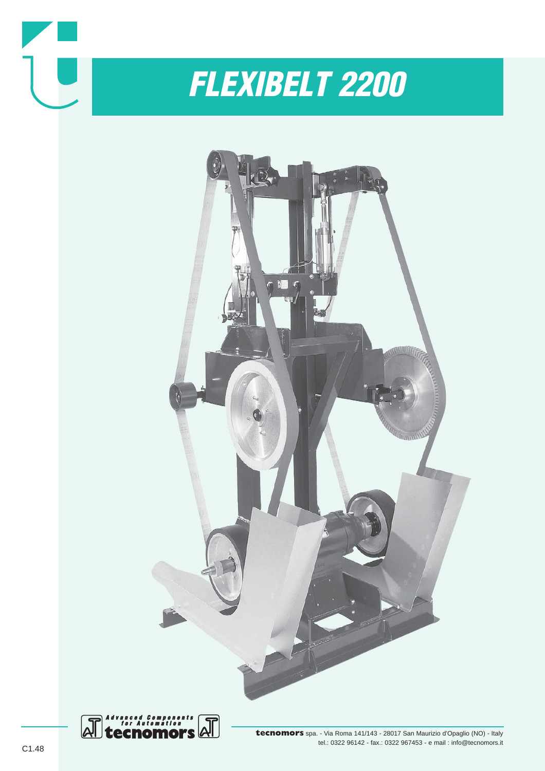# FLEXIBELT 2200

Advanced Components for Automation
tecnomors

**tecnomors** spa. - Via Roma 141/143 - 28017 San Maurizio d'Opaglio (NO) - Italy
tel.: 0322 96142 - fax.: 0322 967453 - e mail : info@tecnomors.it

C1.48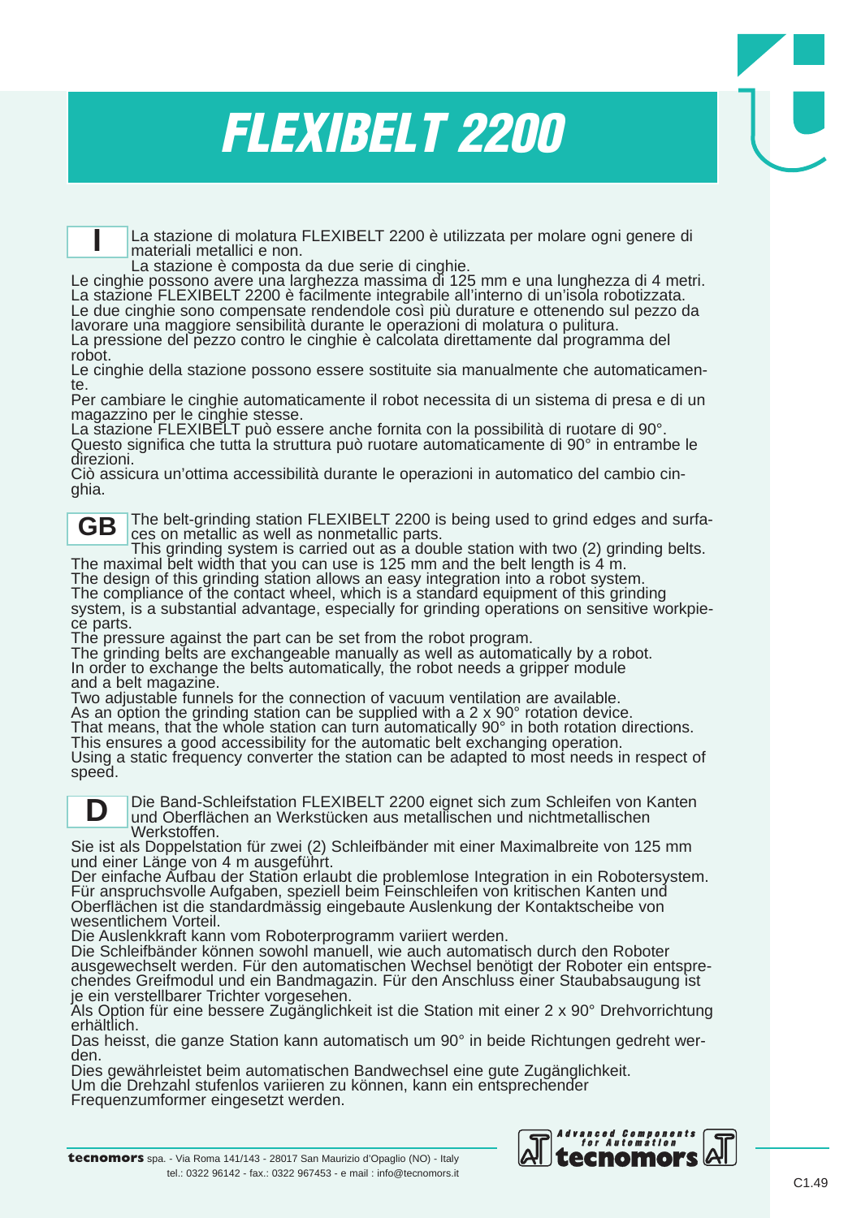# FLEXIBELT 2200

**I**

La stazione di molatura FLEXIBELT 2200 è utilizzata per molare ogni genere di materiali metallici e non.
La stazione è composta da due serie di cinghie.
Le cinghie possono avere una larghezza massima di 125 mm e una lunghezza di 4 metri.
La stazione FLEXIBELT 2200 è facilmente integrabile all'interno di un'isola robotizzata.
Le due cinghie sono compensate rendendole così più durature e ottenendo sul pezzo da lavorare una maggiore sensibilità durante le operazioni di molatura o pulitura.
La pressione del pezzo contro le cinghie è calcolata direttamente dal programma del robot.
Le cinghie della stazione possono essere sostituite sia manualmente che automaticamente.
Per cambiare le cinghie automaticamente il robot necessita di un sistema di presa e di un magazzino per le cinghie stesse.
La stazione FLEXIBELT può essere anche fornita con la possibilità di ruotare di 90°.
Questo significa che tutta la struttura può ruotare automaticamente di 90° in entrambe le direzioni.
Ciò assicura un'ottima accessibilità durante le operazioni in automatico del cambio cinghia.

**GB**

The belt-grinding station FLEXIBELT 2200 is being used to grind edges and surfaces on metallic as well as nonmetallic parts.
This grinding system is carried out as a double station with two (2) grinding belts.
The maximal belt width that you can use is 125 mm and the belt length is 4 m.
The design of this grinding station allows an easy integration into a robot system.
The compliance of the contact wheel, which is a standard equipment of this grinding system, is a substantial advantage, especially for grinding operations on sensitive workpiece parts.
The pressure against the part can be set from the robot program.
The grinding belts are exchangeable manually as well as automatically by a robot.
In order to exchange the belts automatically, the robot needs a gripper module and a belt magazine.
Two adjustable funnels for the connection of vacuum ventilation are available.
As an option the grinding station can be supplied with a 2 x 90° rotation device.
That means, that the whole station can turn automatically 90° in both rotation directions.
This ensures a good accessibility for the automatic belt exchanging operation.
Using a static frequency converter the station can be adapted to most needs in respect of speed.

**D**

Die Band-Schleifstation FLEXIBELT 2200 eignet sich zum Schleifen von Kanten und Oberflächen an Werkstücken aus metallischen und nichtmetallischen Werkstoffen.
Sie ist als Doppelstation für zwei (2) Schleifbänder mit einer Maximalbreite von 125 mm und einer Länge von 4 m ausgeführt.
Der einfache Aufbau der Station erlaubt die problemlose Integration in ein Robotersystem.
Für anspruchsvolle Aufgaben, speziell beim Feinschleifen von kritischen Kanten und Oberflächen ist die standardmässig eingebaute Auslenkung der Kontaktscheibe von wesentlichem Vorteil.
Die Auslenkkraft kann vom Roboterprogramm variiert werden.
Die Schleifbänder können sowohl manuell, wie auch automatisch durch den Roboter ausgewechselt werden. Für den automatischen Wechsel benötigt der Roboter ein entsprechendes Greifmodul und ein Bandmagazin. Für den Anschluss einer Staubabsaugung ist je ein verstellbarer Trichter vorgesehen.
Als Option für eine bessere Zugänglichkeit ist die Station mit einer 2 x 90° Drehvorrichtung erhältlich.
Das heisst, die ganze Station kann automatisch um 90° in beide Richtungen gedreht werden.
Dies gewährleistet beim automatischen Bandwechsel eine gute Zugänglichkeit.
Um die Drehzahl stufenlos variieren zu können, kann ein entsprechender Frequenzumformer eingesetzt werden.

**tecnomors** spa. - Via Roma 141/143 - 28017 San Maurizio d'Opaglio (NO) - Italy
tel.: 0322 96142 - fax.: 0322 967453 - e mail : info@tecnomors.it

Advanced Components for Automation tecnomors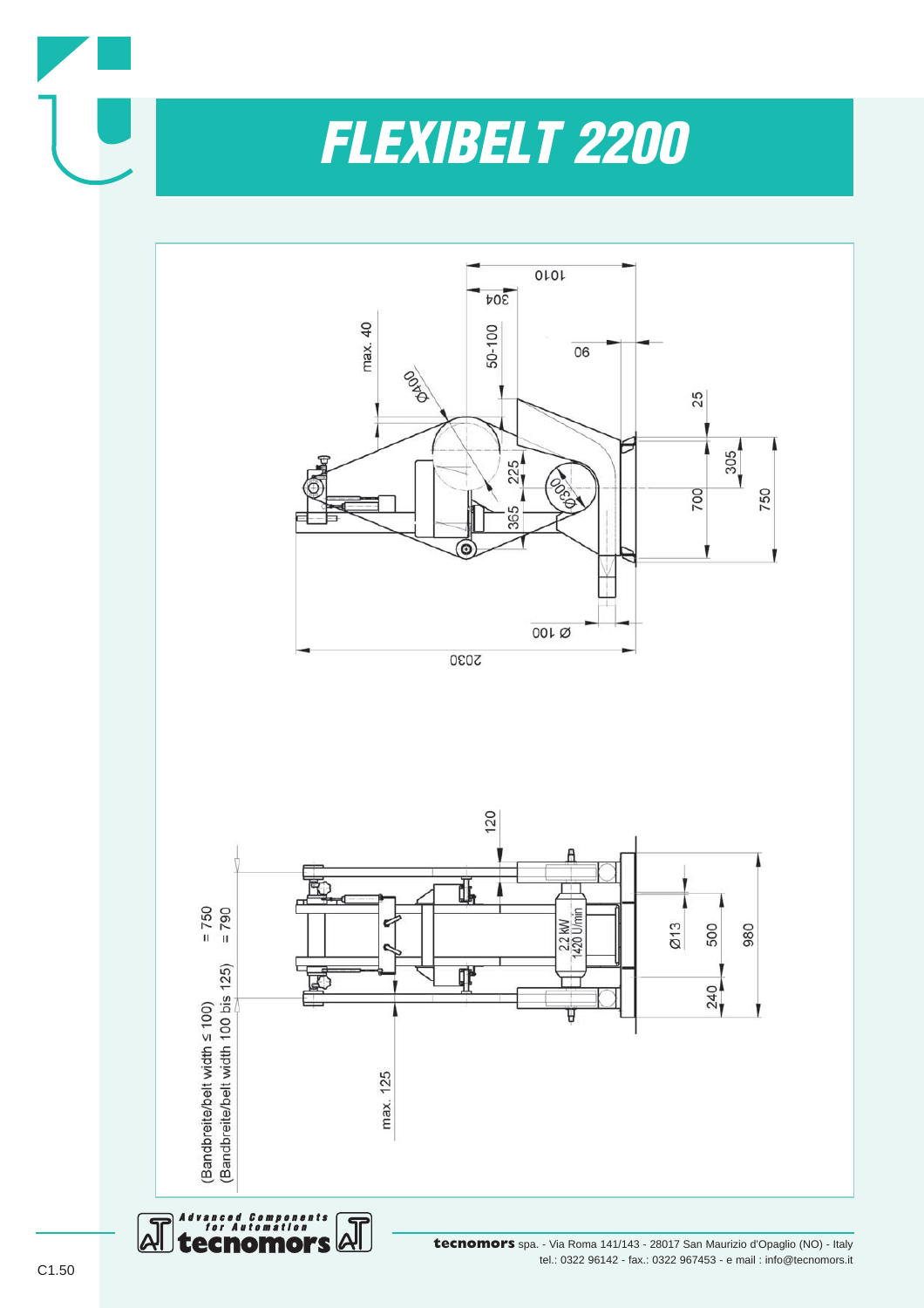# FLEXIBELT 2200

1010

304

50-100

max. 40

Φ400

90

25

305

225

Ø300

700

750

365

Ø 100

2030

120

= 750 (Bandbreite/belt width ≤ 100)

= 790 (Bandbreite/belt width 100 bis 125)

2,2 kW
1420 U/min

Ø13

500

980

240

max. 125

**tecnomors** spa. - Via Roma 141/143 - 28017 San Maurizio d'Opaglio (NO) - Italy
tel.: 0322 96142 - fax.: 0322 967453 - e mail : info@tecnomors.it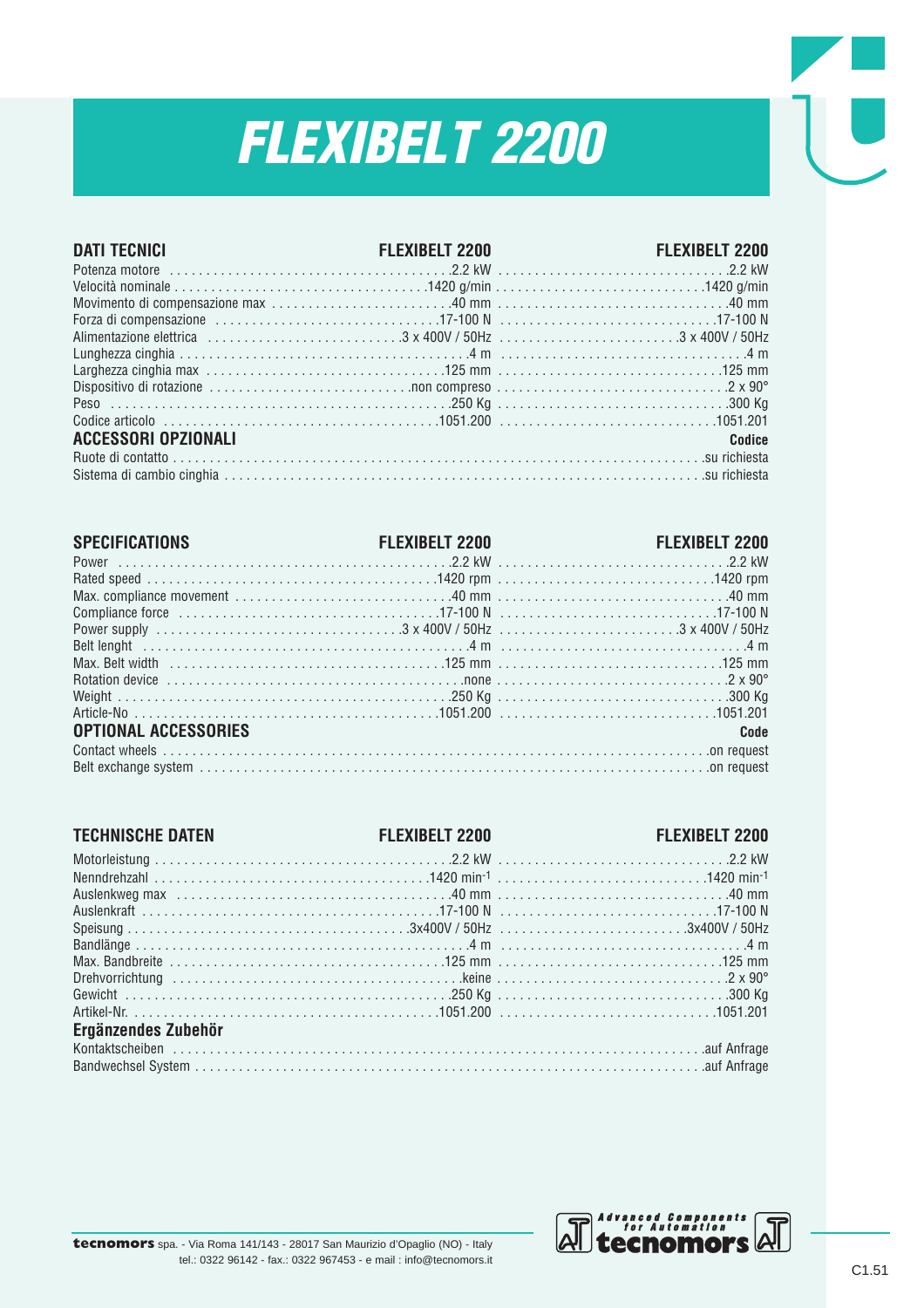# FLEXIBELT 2200

| DATI TECNICI | FLEXIBELT 2200 | FLEXIBELT 2200 |
|---|---|---|
| Potenza motore | 2.2 kW | 2.2 kW |
| Velocità nominale | 1420 g/min | 1420 g/min |
| Movimento di compensazione max | 40 mm | 40 mm |
| Forza di compensazione | 17-100 N | 17-100 N |
| Alimentazione elettrica | 3 x 400V / 50Hz | 3 x 400V / 50Hz |
| Lunghezza cinghia | 4 m | 4 m |
| Larghezza cinghia max | 125 mm | 125 mm |
| Dispositivo di rotazione | non compreso | 2 x 90° |
| Peso | 250 Kg | 300 Kg |
| Codice articolo | 1051.200 | 1051.201 |

| ACCESSORI OPZIONALI | Codice |
|---|---|
| Ruote di contatto | su richiesta |
| Sistema di cambio cinghia | su richiesta |

| SPECIFICATIONS | FLEXIBELT 2200 | FLEXIBELT 2200 |
|---|---|---|
| Power | 2.2 kW | 2.2 kW |
| Rated speed | 1420 rpm | 1420 rpm |
| Max. compliance movement | 40 mm | 40 mm |
| Compliance force | 17-100 N | 17-100 N |
| Power supply | 3 x 400V / 50Hz | 3 x 400V / 50Hz |
| Belt lenght | 4 m | 4 m |
| Max. Belt width | 125 mm | 125 mm |
| Rotation device | none | 2 x 90° |
| Weight | 250 Kg | 300 Kg |
| Article-No | 1051.200 | 1051.201 |

| OPTIONAL ACCESSORIES | Code |
|---|---|
| Contact wheels | on request |
| Belt exchange system | on request |

| TECHNISCHE DATEN | FLEXIBELT 2200 | FLEXIBELT 2200 |
|---|---|---|
| Motorleistung | 2.2 kW | 2.2 kW |
| Nenndrehzahl | 1420 $min^{-1}$ | 1420 $min^{-1}$ |
| Auslenkweg max | 40 mm | 40 mm |
| Auslenkraft | 17-100 N | 17-100 N |
| Speisung | 3x400V / 50Hz | 3x400V / 50Hz |
| Bandlänge | 4 m | 4 m |
| Max. Bandbreite | 125 mm | 125 mm |
| Drehvorrichtung | keine | 2 x 90° |
| Gewicht | 250 Kg | 300 Kg |
| Artikel-Nr. | 1051.200 | 1051.201 |

| Ergänzendes Zubehör | |
|---|---|
| Kontaktscheiben | auf Anfrage |
| Bandwechsel System | auf Anfrage |

**tecnomors** spa. - Via Roma 141/143 - 28017 San Maurizio d'Opaglio (NO) - Italy
tel.: 0322 96142 - fax.: 0322 967453 - e mail : info@tecnomors.it

Advanced Components for Automation
tecnomors